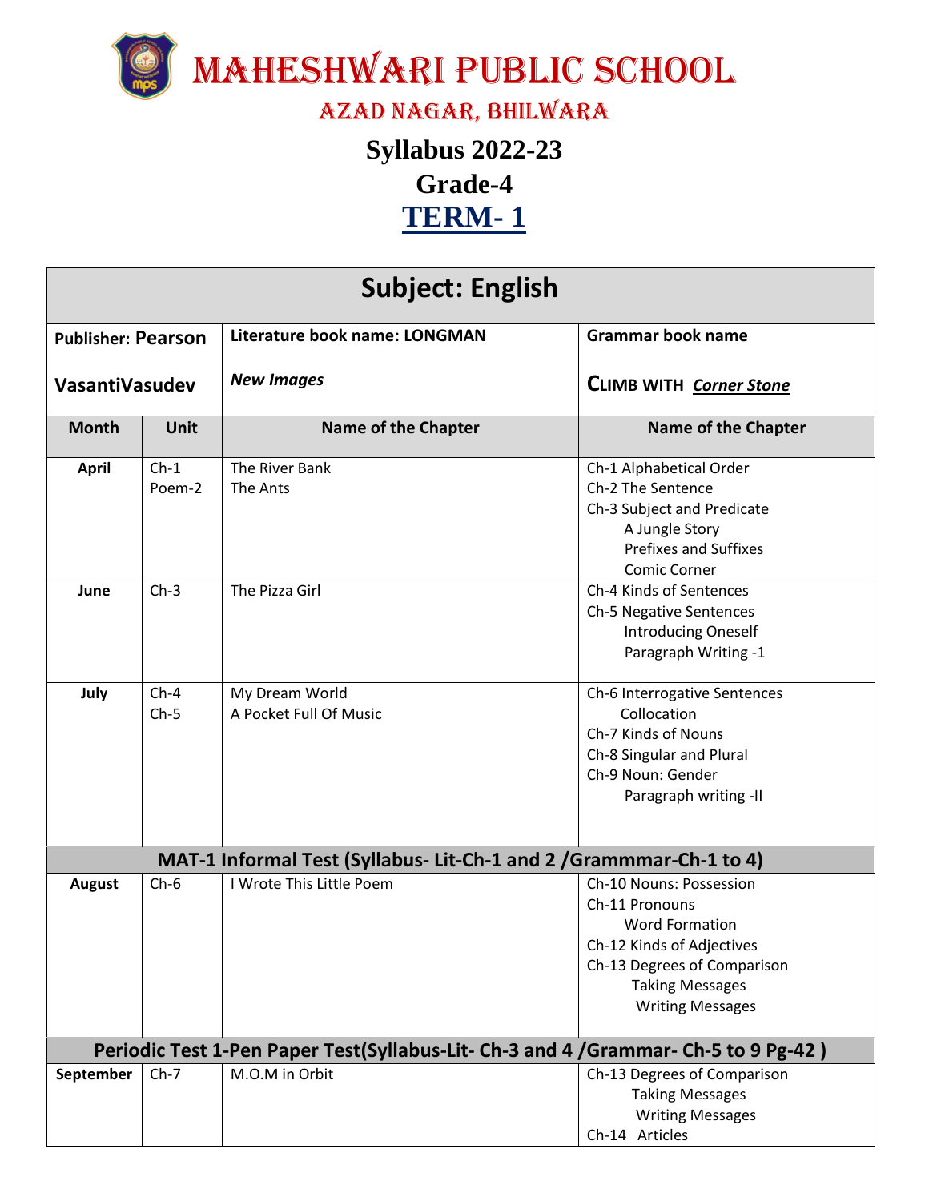# MAHESHWARI PUBLIC SCHOOL

## AZAD NAGAR, BHILWARA

## Syllabus 2022-23

## Grade-4

## TERM- 1

| Subject: English | | | |
|---|---|---|---|
| Publisher: **Pearson** VasantiVasudev | | Literature book name: LONGMAN *New Images* | Grammar book name CLIMB WITH *Corner Stone* |
| **Month** | **Unit** | **Name of the Chapter** | **Name of the Chapter** |
| **April** | Ch-1<br>Poem-2 | The River Bank<br>The Ants | Ch-1 Alphabetical Order<br>Ch-2 The Sentence<br>Ch-3 Subject and Predicate<br>A Jungle Story<br>Prefixes and Suffixes<br>Comic Corner |
| **June** | Ch-3 | The Pizza Girl | Ch-4 Kinds of Sentences<br>Ch-5 Negative Sentences<br>Introducing Oneself<br>Paragraph Writing -1 |
| **July** | Ch-4<br>Ch-5 | My Dream World<br>A Pocket Full Of Music | Ch-6 Interrogative Sentences<br>Collocation<br>Ch-7 Kinds of Nouns<br>Ch-8 Singular and Plural<br>Ch-9 Noun: Gender<br>Paragraph writing -II |
| **MAT-1 Informal Test (Syllabus- Lit-Ch-1 and 2 /Grammmar-Ch-1 to 4)** | | | |
| **August** | Ch-6 | I Wrote This Little Poem | Ch-10 Nouns: Possession<br>Ch-11 Pronouns<br>Word Formation<br>Ch-12 Kinds of Adjectives<br>Ch-13 Degrees of Comparison<br>Taking Messages<br>Writing Messages |
| **Periodic Test 1-Pen Paper Test(Syllabus-Lit- Ch-3 and 4 /Grammar- Ch-5 to 9 Pg-42 )** | | | |
| **September** | Ch-7 | M.O.M in Orbit | Ch-13 Degrees of Comparison<br>Taking Messages<br>Writing Messages<br>Ch-14 Articles |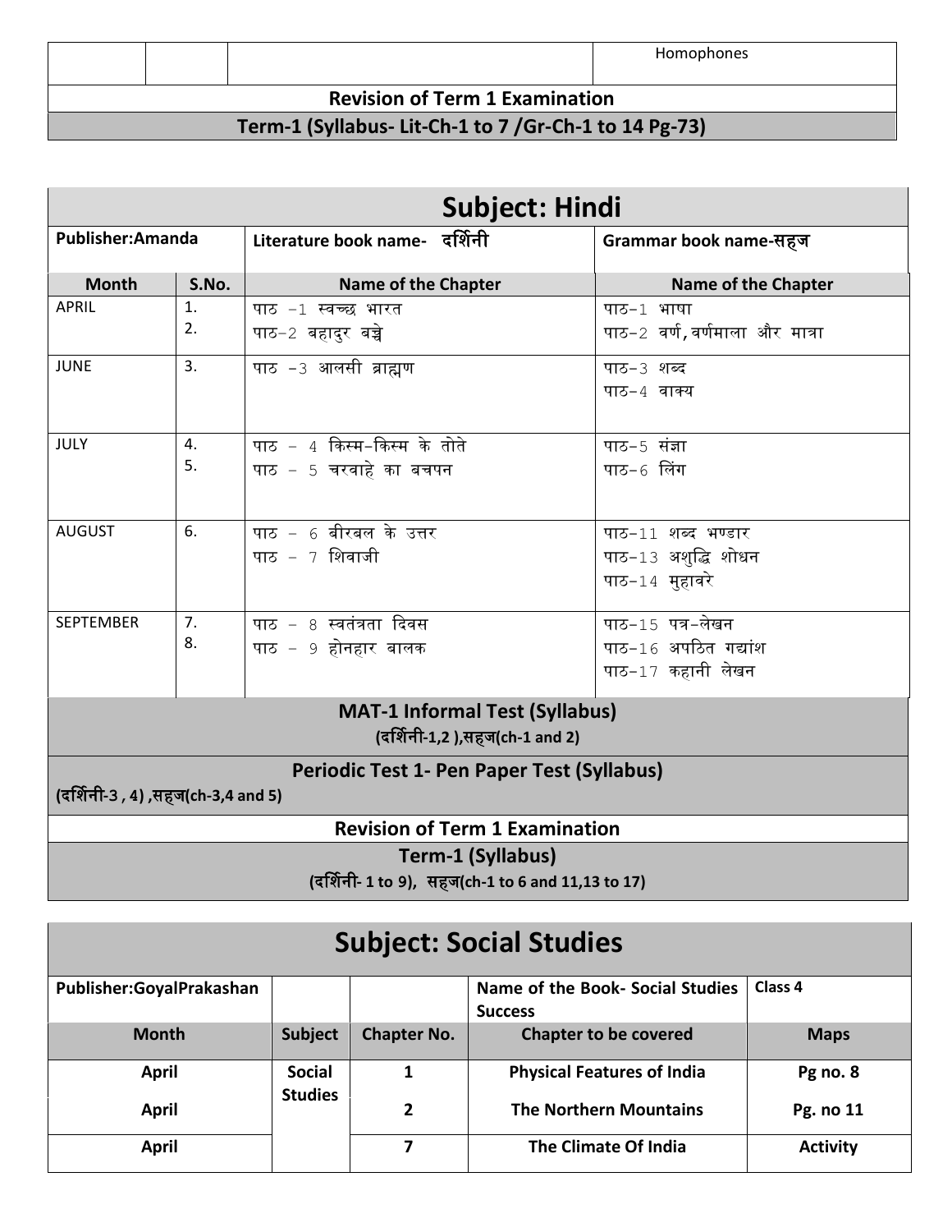| | | | Homophones |
|---|---|---|---|

**Revision of Term 1 Examination**

**Term-1 (Syllabus- Lit-Ch-1 to 7 /Gr-Ch-1 to 14 Pg-73)**

## Subject: Hindi

| Publisher:Amanda | | Literature book name- दर्शिनी | Grammar book name-सहज |
|---|---|---|---|
| **Month** | **S.No.** | **Name of the Chapter** | **Name of the Chapter** |
| APRIL | 1.<br>2. | पाठ -1 स्वच्छ भारत<br>पाठ-2 बहादुर बच्चे | पाठ-1 भाषा<br>पाठ-2 वर्ण, वर्णमाला और मात्रा |
| JUNE | 3. | पाठ -3 आलसी ब्राह्मण | पाठ-3 शब्द<br>पाठ-4 वाक्य |
| JULY | 4.<br>5. | पाठ - 4 किस्म-किस्म के तोते<br>पाठ - 5 चरवाहे का बचपन | पाठ-5 संज्ञा<br>पाठ-6 लिंग |
| AUGUST | 6. | पाठ - 6 बीरबल के उत्तर<br>पाठ - 7 शिवाजी | पाठ-11 शब्द भण्डार<br>पाठ-13 अशुद्धि शोधन<br>पाठ-14 मुहावरे |
| SEPTEMBER | 7.<br>8. | पाठ - 8 स्वतंत्रता दिवस<br>पाठ - 9 होनहार बालक | पाठ-15 पत्र-लेखन<br>पाठ-16 अपठित गद्यांश<br>पाठ-17 कहानी लेखन |

**MAT-1 Informal Test (Syllabus)**

**(दर्शिनी-1,2 ),सहज(ch-1 and 2)**

**Periodic Test 1- Pen Paper Test (Syllabus)**

**(दर्शिनी-3 , 4) ,सहज(ch-3,4 and 5)**

**Revision of Term 1 Examination**

**Term-1 (Syllabus)**

**(दर्शिनी- 1 to 9), सहज(ch-1 to 6 and 11,13 to 17)**

## Subject: Social Studies

| Publisher:GoyalPrakashan | | | Name of the Book- Social Studies Success | Class 4 |
|---|---|---|---|---|
| **Month** | **Subject** | **Chapter No.** | **Chapter to be covered** | **Maps** |
| April | Social Studies | 1 | Physical Features of India | Pg no. 8 |
| April | | 2 | The Northern Mountains | Pg. no 11 |
| April | | 7 | The Climate Of India | Activity |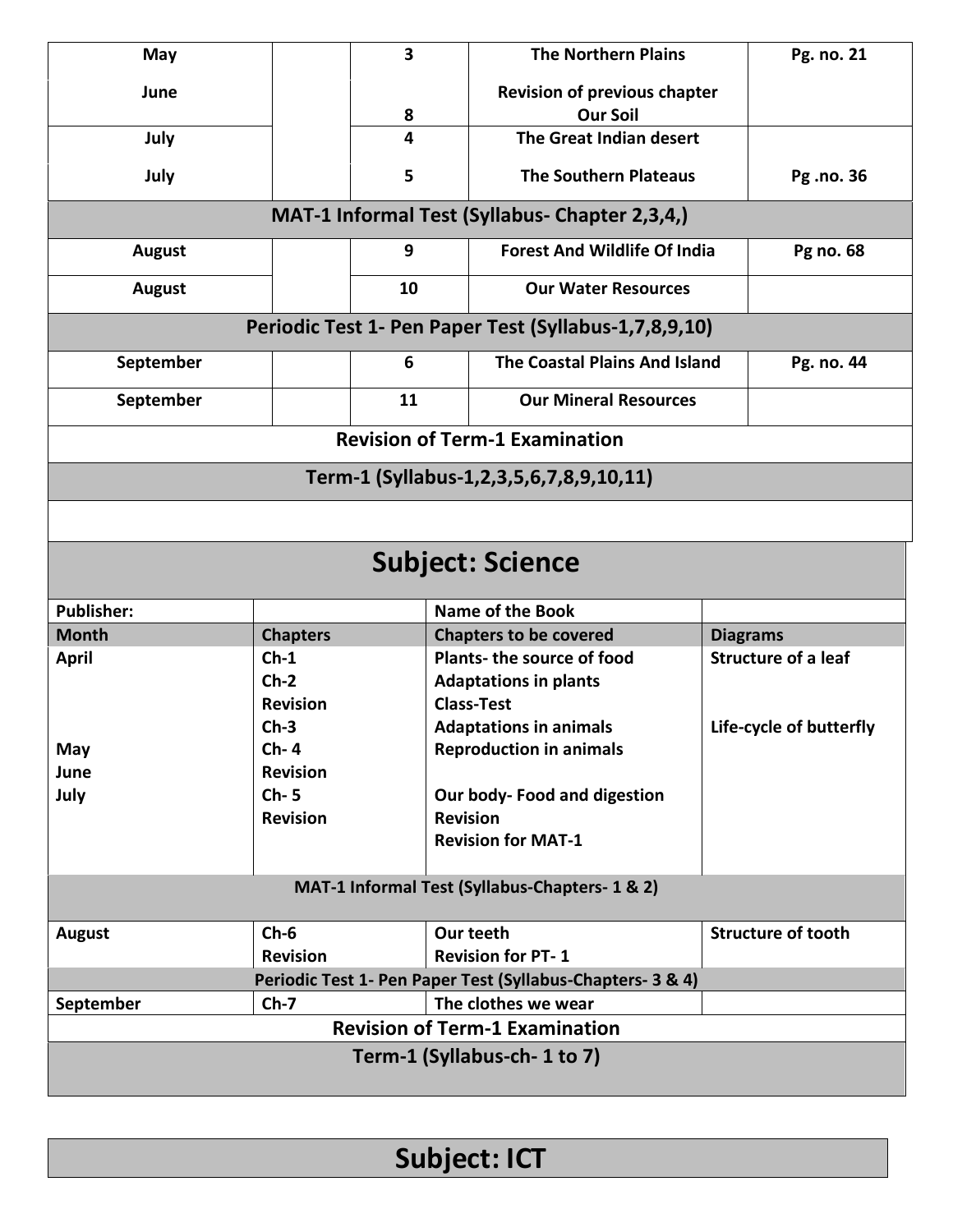| May | | 3 | The Northern Plains | Pg. no. 21 |
|---|---|---|---|---|
| June | | 8 | Revision of previous chapter Our Soil | |
| July | | 4 | The Great Indian desert | |
| July | | 5 | The Southern Plateaus | Pg .no. 36 |
| **MAT-1 Informal Test (Syllabus- Chapter 2,3,4,)** | | | | |
| August | | 9 | Forest And Wildlife Of India | Pg no. 68 |
| August | | 10 | Our Water Resources | |
| **Periodic Test 1- Pen Paper Test (Syllabus-1,7,8,9,10)** | | | | |
| September | | 6 | The Coastal Plains And Island | Pg. no. 44 |
| September | | 11 | Our Mineral Resources | |
| **Revision of Term-1 Examination** | | | | |
| **Term-1 (Syllabus-1,2,3,5,6,7,8,9,10,11)** | | | | |

## Subject: Science

| Publisher: | | Name of the Book | |
|---|---|---|---|
| **Month** | **Chapters** | **Chapters to be covered** | **Diagrams** |
| April | Ch-1 | Plants- the source of food | Structure of a leaf |
| | Ch-2 | Adaptations in plants | |
| | Revision | Class-Test | |
| | Ch-3 | Adaptations in animals | Life-cycle of butterfly |
| May | Ch- 4 | Reproduction in animals | |
| June | Revision | | |
| July | Ch- 5 | Our body- Food and digestion | |
| | Revision | Revision | |
| | | Revision for MAT-1 | |
| **MAT-1 Informal Test (Syllabus-Chapters- 1 & 2)** | | | |
| August | Ch-6 | Our teeth | Structure of tooth |
| | Revision | Revision for PT- 1 | |
| **Periodic Test 1- Pen Paper Test (Syllabus-Chapters- 3 & 4)** | | | |
| September | Ch-7 | The clothes we wear | |
| **Revision of Term-1 Examination** | | | |
| **Term-1 (Syllabus-ch- 1 to 7)** | | | |

## Subject: ICT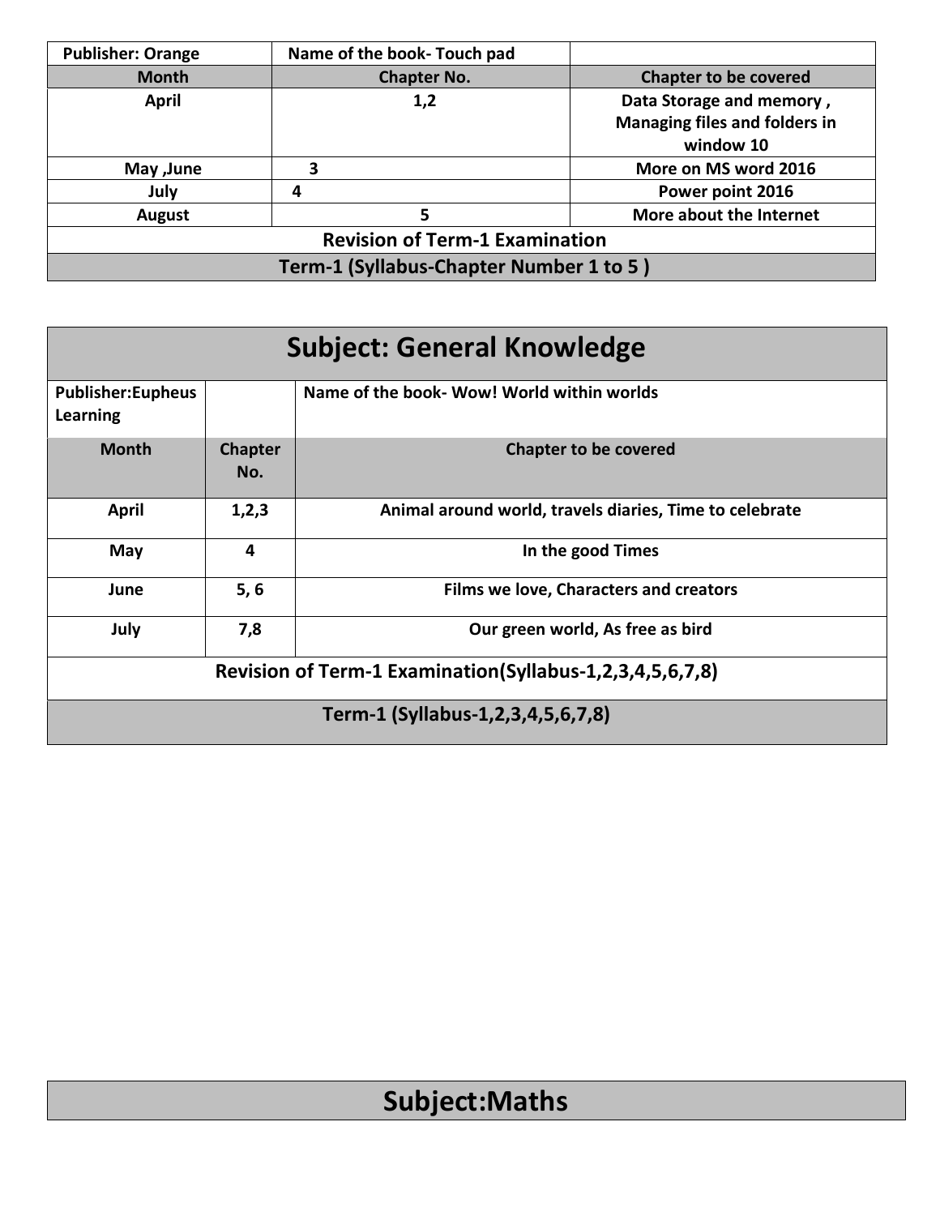| Publisher: Orange | Name of the book- Touch pad | |
|---|---|---|
| **Month** | **Chapter No.** | **Chapter to be covered** |
| April | 1,2 | Data Storage and memory , Managing files and folders in window 10 |
| May ,June | 3 | More on MS word 2016 |
| July | 4 | Power point 2016 |
| August | 5 | More about the Internet |
| **Revision of Term-1 Examination** | | |
| **Term-1 (Syllabus-Chapter Number 1 to 5 )** | | |

## Subject: General Knowledge

| Publisher:Eupheus Learning | | Name of the book- Wow! World within worlds |
|---|---|---|
| **Month** | **Chapter No.** | **Chapter to be covered** |
| April | 1,2,3 | Animal around world, travels diaries, Time to celebrate |
| May | 4 | In the good Times |
| June | 5, 6 | Films we love, Characters and creators |
| July | 7,8 | Our green world, As free as bird |
| **Revision of Term-1 Examination(Syllabus-1,2,3,4,5,6,7,8)** | | |
| **Term-1 (Syllabus-1,2,3,4,5,6,7,8)** | | |

## Subject:Maths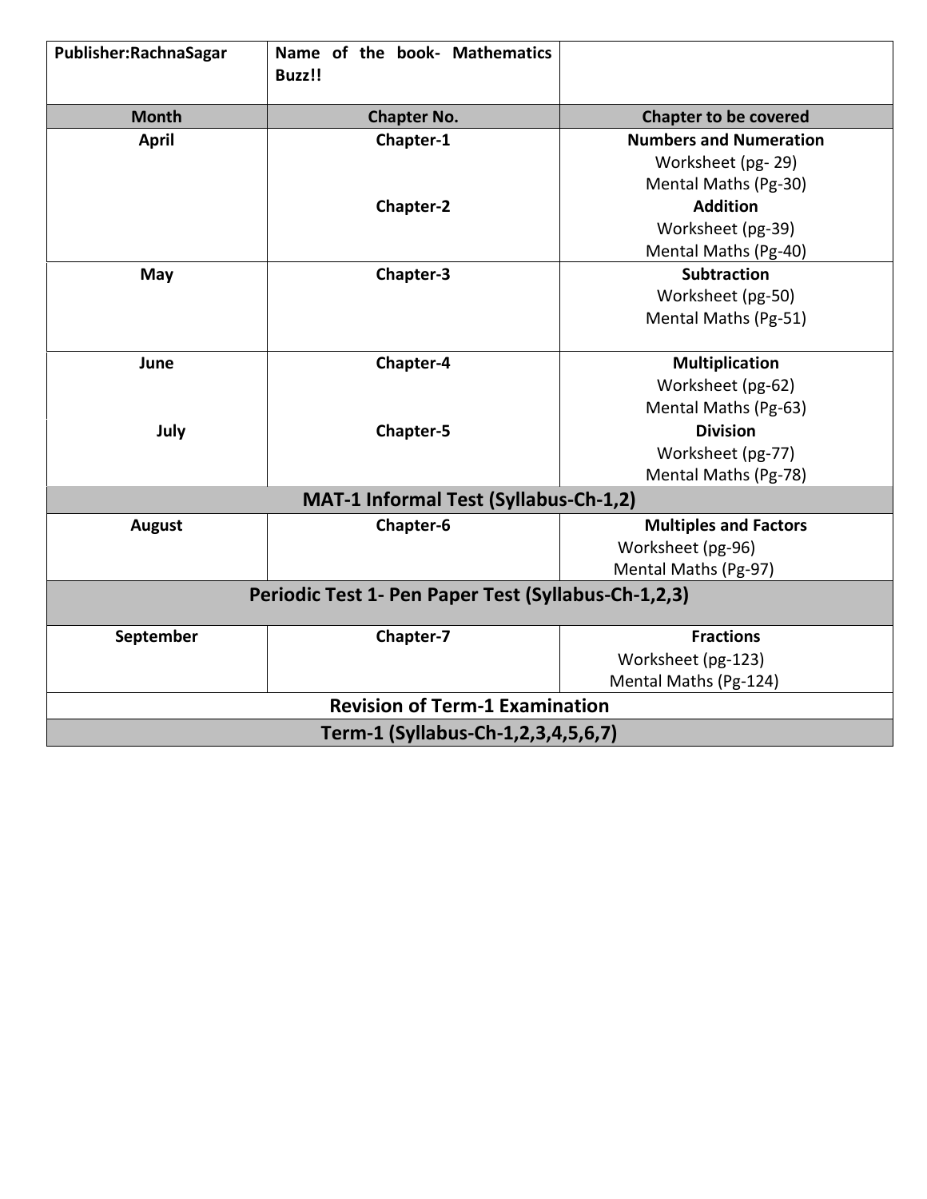| Publisher:RachnaSagar | Name of the book- Mathematics Buzz!! | |
|---|---|---|
| **Month** | **Chapter No.** | **Chapter to be covered** |
| **April** | **Chapter-1** | **Numbers and Numeration**<br>Worksheet (pg- 29)<br>Mental Maths (Pg-30) |
| | **Chapter-2** | **Addition**<br>Worksheet (pg-39)<br>Mental Maths (Pg-40) |
| **May** | **Chapter-3** | **Subtraction**<br>Worksheet (pg-50)<br>Mental Maths (Pg-51) |
| **June** | **Chapter-4** | **Multiplication**<br>Worksheet (pg-62)<br>Mental Maths (Pg-63) |
| **July** | **Chapter-5** | **Division**<br>Worksheet (pg-77)<br>Mental Maths (Pg-78) |
| **MAT-1 Informal Test (Syllabus-Ch-1,2)** | | |
| **August** | **Chapter-6** | **Multiples and Factors**<br>Worksheet (pg-96)<br>Mental Maths (Pg-97) |
| **Periodic Test 1- Pen Paper Test (Syllabus-Ch-1,2,3)** | | |
| **September** | **Chapter-7** | **Fractions**<br>Worksheet (pg-123)<br>Mental Maths (Pg-124) |
| **Revision of Term-1 Examination** | | |
| **Term-1 (Syllabus-Ch-1,2,3,4,5,6,7)** | | |